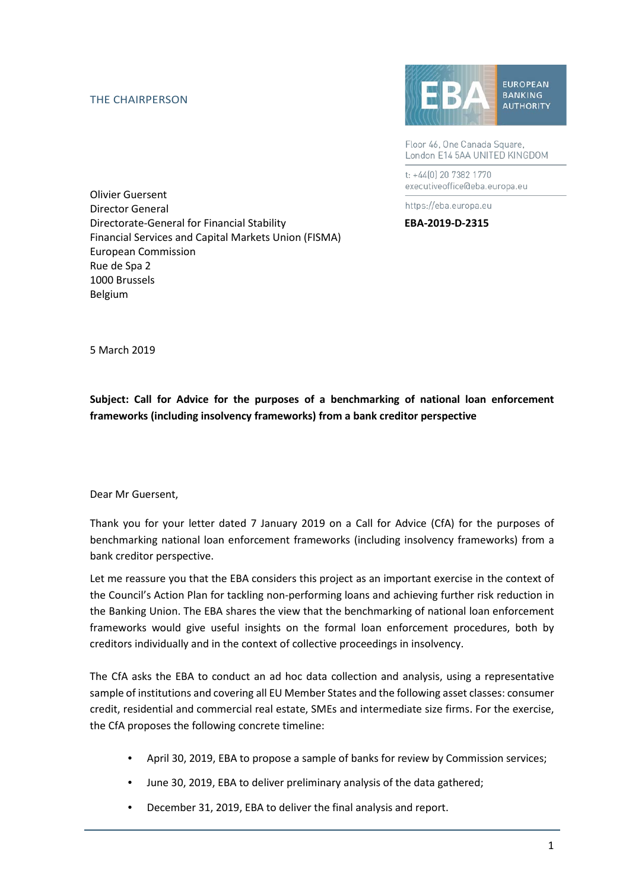THE CHAIRPERSON

EUROPEAN BANKING AUTHORITY

Floor 46, One Canada Square,
London E14 5AA UNITED KINGDOM

t: +44(0) 20 7382 1770
executiveoffice@eba.europa.eu

https://eba.europa.eu

**EBA-2019-D-2315**

Olivier Guersent
Director General
Directorate-General for Financial Stability
Financial Services and Capital Markets Union (FISMA)
European Commission
Rue de Spa 2
1000 Brussels
Belgium

5 March 2019

**Subject: Call for Advice for the purposes of a benchmarking of national loan enforcement frameworks (including insolvency frameworks) from a bank creditor perspective**

Dear Mr Guersent,

Thank you for your letter dated 7 January 2019 on a Call for Advice (CfA) for the purposes of benchmarking national loan enforcement frameworks (including insolvency frameworks) from a bank creditor perspective.

Let me reassure you that the EBA considers this project as an important exercise in the context of the Council's Action Plan for tackling non-performing loans and achieving further risk reduction in the Banking Union. The EBA shares the view that the benchmarking of national loan enforcement frameworks would give useful insights on the formal loan enforcement procedures, both by creditors individually and in the context of collective proceedings in insolvency.

The CfA asks the EBA to conduct an ad hoc data collection and analysis, using a representative sample of institutions and covering all EU Member States and the following asset classes: consumer credit, residential and commercial real estate, SMEs and intermediate size firms. For the exercise, the CfA proposes the following concrete timeline:

- April 30, 2019, EBA to propose a sample of banks for review by Commission services;
- June 30, 2019, EBA to deliver preliminary analysis of the data gathered;
- December 31, 2019, EBA to deliver the final analysis and report.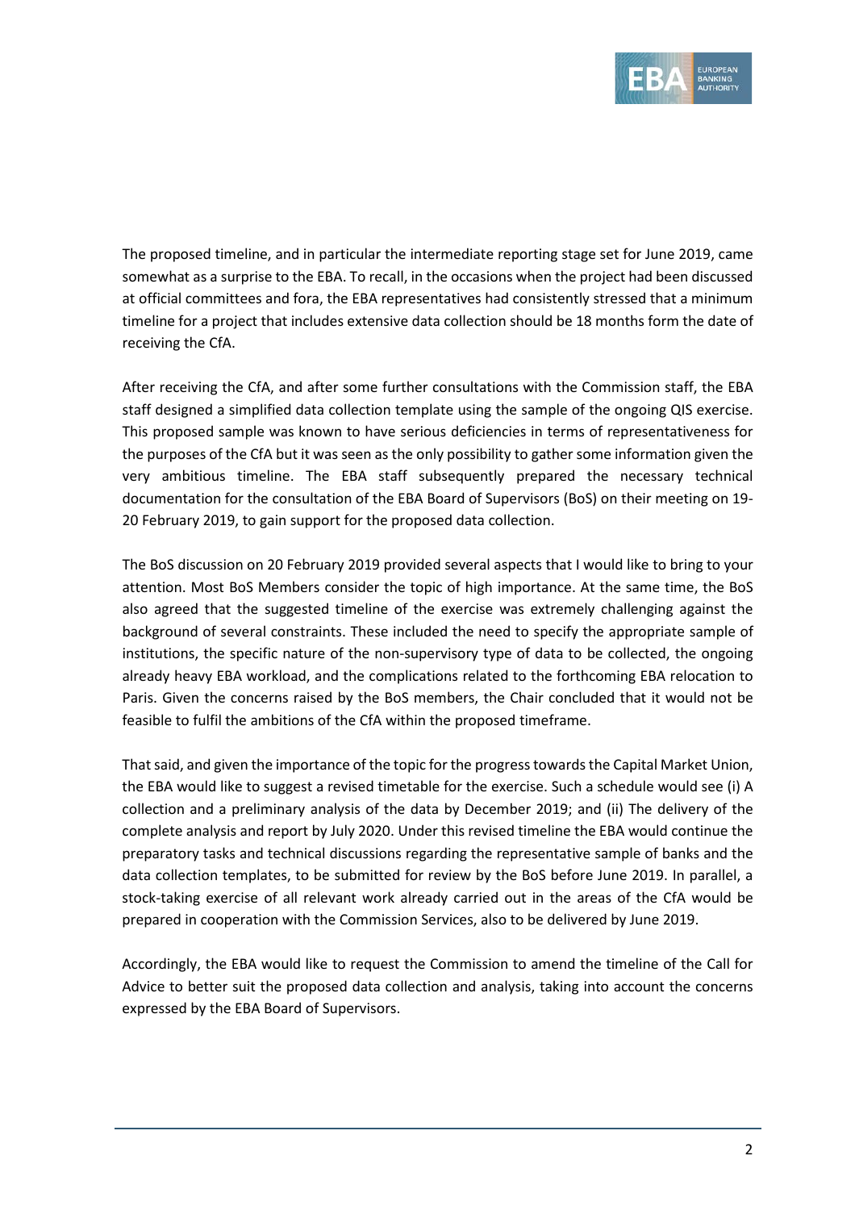The proposed timeline, and in particular the intermediate reporting stage set for June 2019, came somewhat as a surprise to the EBA. To recall, in the occasions when the project had been discussed at official committees and fora, the EBA representatives had consistently stressed that a minimum timeline for a project that includes extensive data collection should be 18 months form the date of receiving the CfA.

After receiving the CfA, and after some further consultations with the Commission staff, the EBA staff designed a simplified data collection template using the sample of the ongoing QIS exercise. This proposed sample was known to have serious deficiencies in terms of representativeness for the purposes of the CfA but it was seen as the only possibility to gather some information given the very ambitious timeline. The EBA staff subsequently prepared the necessary technical documentation for the consultation of the EBA Board of Supervisors (BoS) on their meeting on 19-20 February 2019, to gain support for the proposed data collection.

The BoS discussion on 20 February 2019 provided several aspects that I would like to bring to your attention. Most BoS Members consider the topic of high importance. At the same time, the BoS also agreed that the suggested timeline of the exercise was extremely challenging against the background of several constraints. These included the need to specify the appropriate sample of institutions, the specific nature of the non-supervisory type of data to be collected, the ongoing already heavy EBA workload, and the complications related to the forthcoming EBA relocation to Paris. Given the concerns raised by the BoS members, the Chair concluded that it would not be feasible to fulfil the ambitions of the CfA within the proposed timeframe.

That said, and given the importance of the topic for the progress towards the Capital Market Union, the EBA would like to suggest a revised timetable for the exercise. Such a schedule would see (i) A collection and a preliminary analysis of the data by December 2019; and (ii) The delivery of the complete analysis and report by July 2020. Under this revised timeline the EBA would continue the preparatory tasks and technical discussions regarding the representative sample of banks and the data collection templates, to be submitted for review by the BoS before June 2019. In parallel, a stock-taking exercise of all relevant work already carried out in the areas of the CfA would be prepared in cooperation with the Commission Services, also to be delivered by June 2019.

Accordingly, the EBA would like to request the Commission to amend the timeline of the Call for Advice to better suit the proposed data collection and analysis, taking into account the concerns expressed by the EBA Board of Supervisors.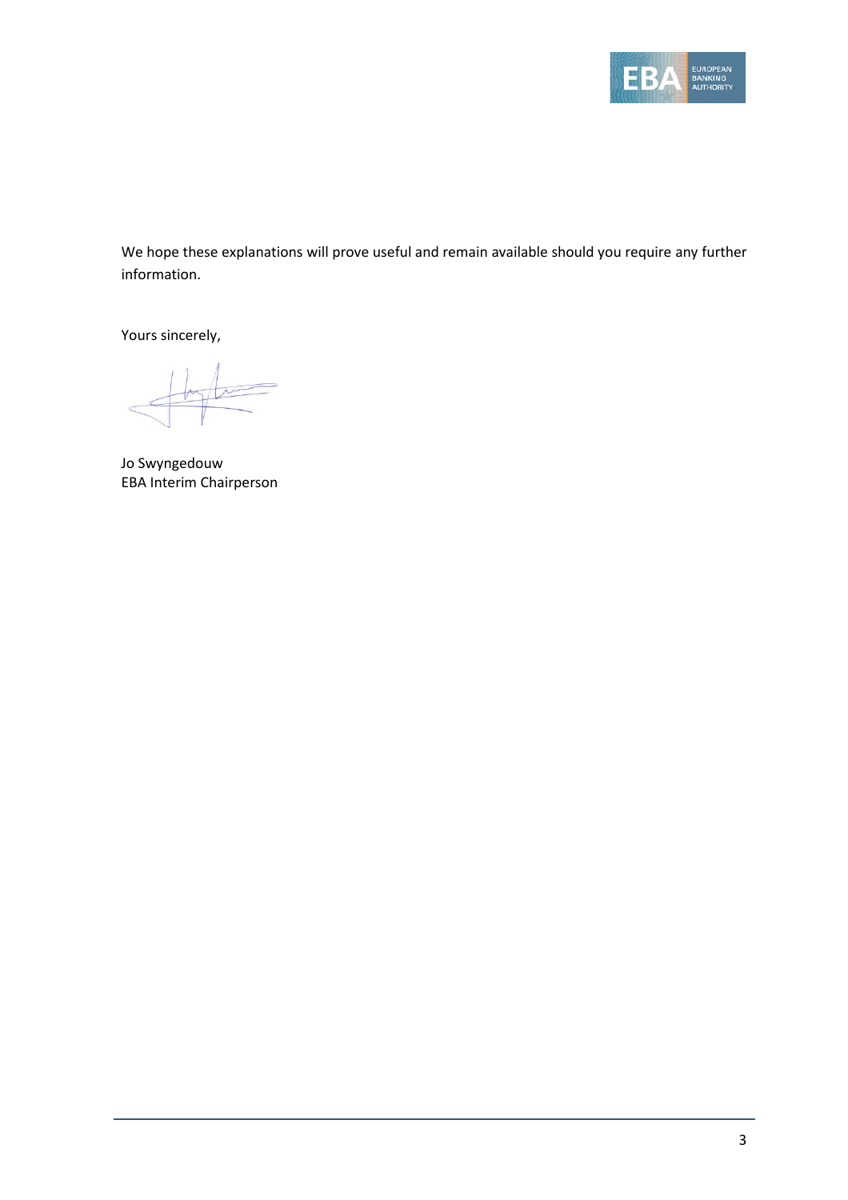We hope these explanations will prove useful and remain available should you require any further information.

Yours sincerely,

Jo Swyngedouw
EBA Interim Chairperson